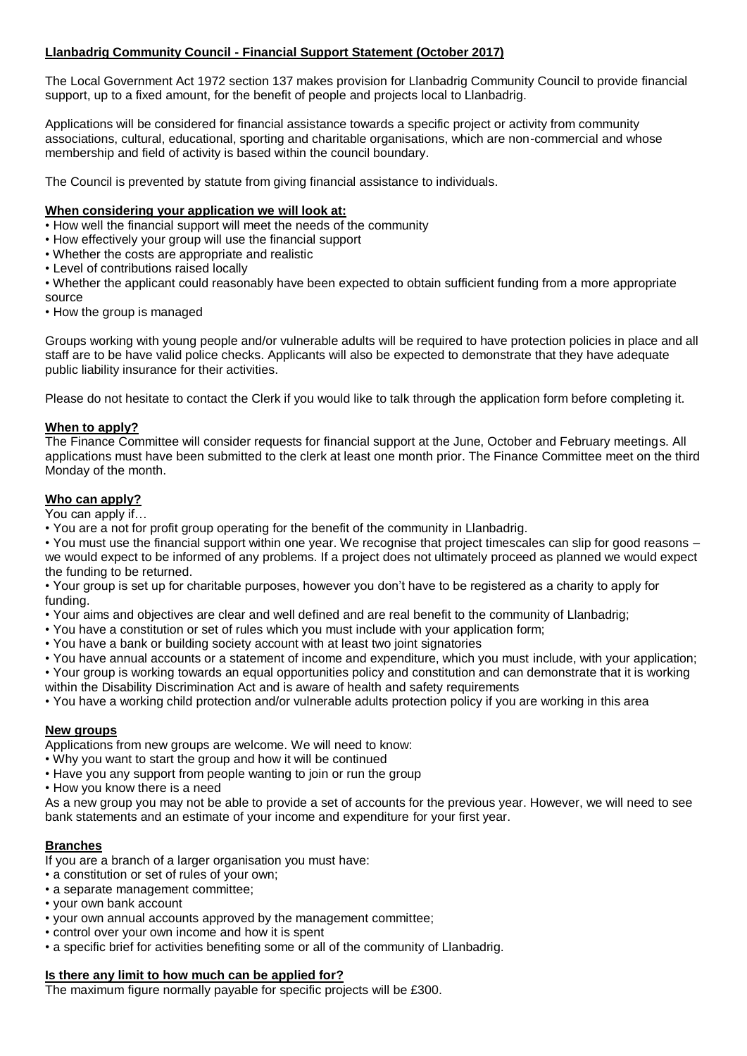# Llanbadrig Community Council - Financial Support Statement (October 2017)

The Local Government Act 1972 section 137 makes provision for Llanbadrig Community Council to provide financial support, up to a fixed amount, for the benefit of people and projects local to Llanbadrig.

Applications will be considered for financial assistance towards a specific project or activity from community associations, cultural, educational, sporting and charitable organisations, which are non-commercial and whose membership and field of activity is based within the council boundary.

The Council is prevented by statute from giving financial assistance to individuals.

## When considering your application we will look at:

- How well the financial support will meet the needs of the community
- How effectively your group will use the financial support
- Whether the costs are appropriate and realistic
- Level of contributions raised locally
- Whether the applicant could reasonably have been expected to obtain sufficient funding from a more appropriate source
- How the group is managed

Groups working with young people and/or vulnerable adults will be required to have protection policies in place and all staff are to be have valid police checks. Applicants will also be expected to demonstrate that they have adequate public liability insurance for their activities.

Please do not hesitate to contact the Clerk if you would like to talk through the application form before completing it.

## When to apply?

The Finance Committee will consider requests for financial support at the June, October and February meetings. All applications must have been submitted to the clerk at least one month prior. The Finance Committee meet on the third Monday of the month.

## Who can apply?

You can apply if…

- You are a not for profit group operating for the benefit of the community in Llanbadrig.
- You must use the financial support within one year. We recognise that project timescales can slip for good reasons – we would expect to be informed of any problems. If a project does not ultimately proceed as planned we would expect the funding to be returned.
- Your group is set up for charitable purposes, however you don't have to be registered as a charity to apply for funding.
- Your aims and objectives are clear and well defined and are real benefit to the community of Llanbadrig;
- You have a constitution or set of rules which you must include with your application form;
- You have a bank or building society account with at least two joint signatories
- You have annual accounts or a statement of income and expenditure, which you must include, with your application;
- Your group is working towards an equal opportunities policy and constitution and can demonstrate that it is working within the Disability Discrimination Act and is aware of health and safety requirements
- You have a working child protection and/or vulnerable adults protection policy if you are working in this area

## New groups

Applications from new groups are welcome. We will need to know:

- Why you want to start the group and how it will be continued
- Have you any support from people wanting to join or run the group
- How you know there is a need

As a new group you may not be able to provide a set of accounts for the previous year. However, we will need to see bank statements and an estimate of your income and expenditure for your first year.

## Branches

If you are a branch of a larger organisation you must have:

- a constitution or set of rules of your own;
- a separate management committee;
- your own bank account
- your own annual accounts approved by the management committee;
- control over your own income and how it is spent
- a specific brief for activities benefiting some or all of the community of Llanbadrig.

## Is there any limit to how much can be applied for?

The maximum figure normally payable for specific projects will be £300.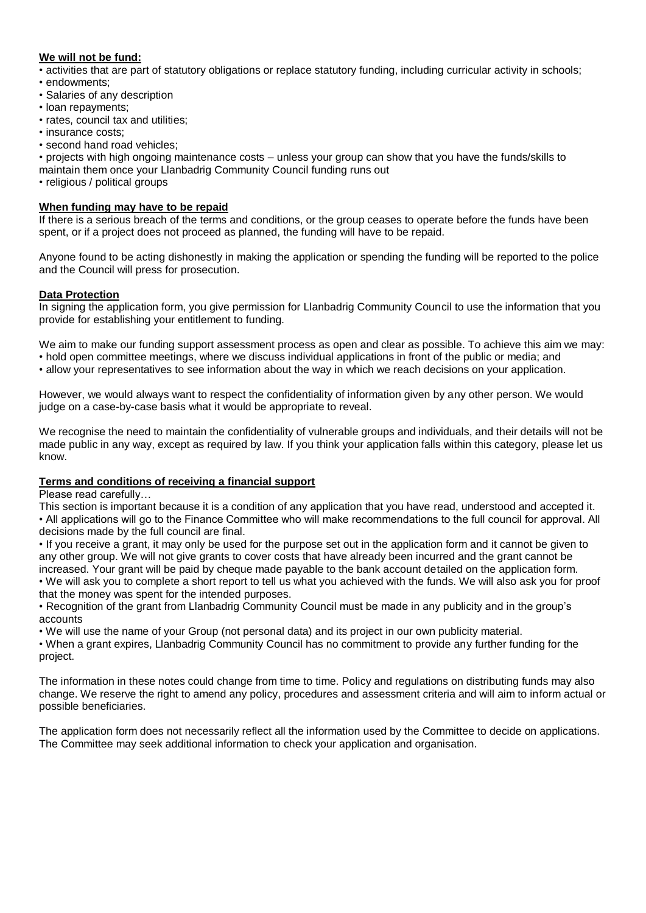**We will not be fund:**

- activities that are part of statutory obligations or replace statutory funding, including curricular activity in schools;
- endowments;
- Salaries of any description
- loan repayments;
- rates, council tax and utilities;
- insurance costs;
- second hand road vehicles;
- projects with high ongoing maintenance costs – unless your group can show that you have the funds/skills to maintain them once your Llanbadrig Community Council funding runs out
- religious / political groups

**When funding may have to be repaid**

If there is a serious breach of the terms and conditions, or the group ceases to operate before the funds have been spent, or if a project does not proceed as planned, the funding will have to be repaid.

Anyone found to be acting dishonestly in making the application or spending the funding will be reported to the police and the Council will press for prosecution.

**Data Protection**

In signing the application form, you give permission for Llanbadrig Community Council to use the information that you provide for establishing your entitlement to funding.

We aim to make our funding support assessment process as open and clear as possible. To achieve this aim we may:

- hold open committee meetings, where we discuss individual applications in front of the public or media; and
- allow your representatives to see information about the way in which we reach decisions on your application.

However, we would always want to respect the confidentiality of information given by any other person. We would judge on a case-by-case basis what it would be appropriate to reveal.

We recognise the need to maintain the confidentiality of vulnerable groups and individuals, and their details will not be made public in any way, except as required by law. If you think your application falls within this category, please let us know.

**Terms and conditions of receiving a financial support**

Please read carefully…

This section is important because it is a condition of any application that you have read, understood and accepted it.

- All applications will go to the Finance Committee who will make recommendations to the full council for approval. All decisions made by the full council are final.
- If you receive a grant, it may only be used for the purpose set out in the application form and it cannot be given to any other group. We will not give grants to cover costs that have already been incurred and the grant cannot be increased. Your grant will be paid by cheque made payable to the bank account detailed on the application form.
- We will ask you to complete a short report to tell us what you achieved with the funds. We will also ask you for proof that the money was spent for the intended purposes.
- Recognition of the grant from Llanbadrig Community Council must be made in any publicity and in the group's accounts
- We will use the name of your Group (not personal data) and its project in our own publicity material.
- When a grant expires, Llanbadrig Community Council has no commitment to provide any further funding for the project.

The information in these notes could change from time to time. Policy and regulations on distributing funds may also change. We reserve the right to amend any policy, procedures and assessment criteria and will aim to inform actual or possible beneficiaries.

The application form does not necessarily reflect all the information used by the Committee to decide on applications. The Committee may seek additional information to check your application and organisation.